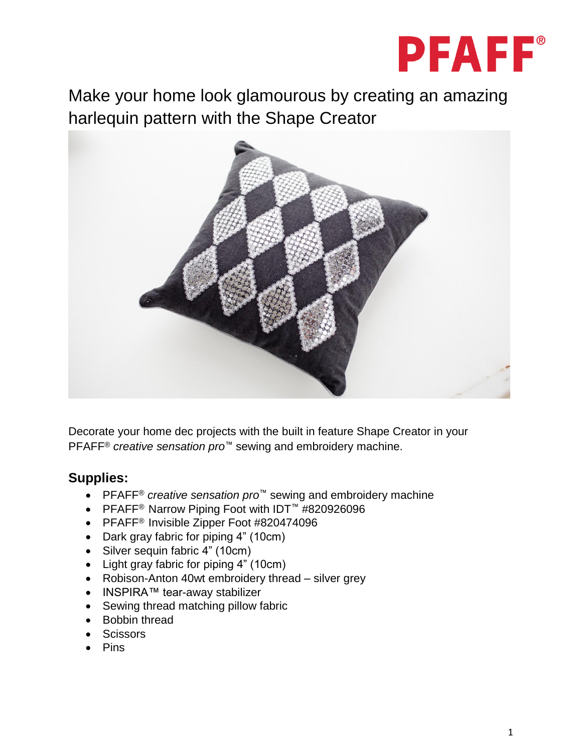PFAFF®

# Make your home look glamourous by creating an amazing harlequin pattern with the Shape Creator

Decorate your home dec projects with the built in feature Shape Creator in your PFAFF® *creative sensation pro*™ sewing and embroidery machine.

## Supplies:

- PFAFF® *creative sensation pro*™ sewing and embroidery machine
- PFAFF® Narrow Piping Foot with IDT™ #820926096
- PFAFF® Invisible Zipper Foot #820474096
- Dark gray fabric for piping 4" (10cm)
- Silver sequin fabric 4" (10cm)
- Light gray fabric for piping 4" (10cm)
- Robison-Anton 40wt embroidery thread – silver grey
- INSPIRA™ tear-away stabilizer
- Sewing thread matching pillow fabric
- Bobbin thread
- Scissors
- Pins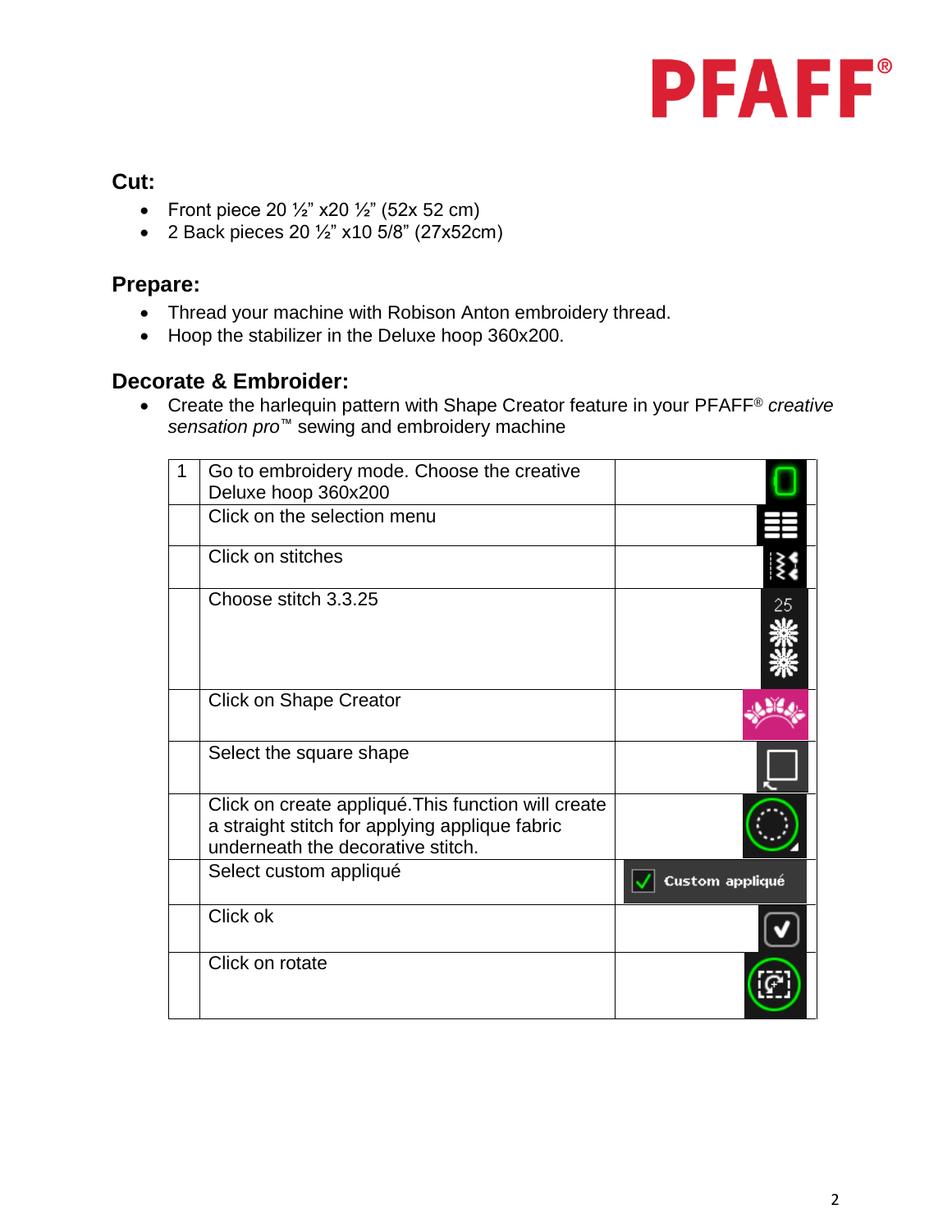## Cut:

- Front piece 20 ½" x20 ½" (52x 52 cm)
- 2 Back pieces 20 ½" x10 5/8" (27x52cm)

## Prepare:

- Thread your machine with Robison Anton embroidery thread.
- Hoop the stabilizer in the Deluxe hoop 360x200.

## Decorate & Embroider:

- Create the harlequin pattern with Shape Creator feature in your PFAFF® *creative sensation pro*™ sewing and embroidery machine

| 1 | Go to embroidery mode. Choose the creative Deluxe hoop 360x200 | |
|---|---|---|
| | Click on the selection menu | |
| | Click on stitches | |
| | Choose stitch 3.3.25 | 25 |
| | Click on Shape Creator | |
| | Select the square shape | |
| | Click on create appliqué. This function will create a straight stitch for applying applique fabric underneath the decorative stitch. | |
| | Select custom appliqué | Custom appliqué |
| | Click ok | |
| | Click on rotate | |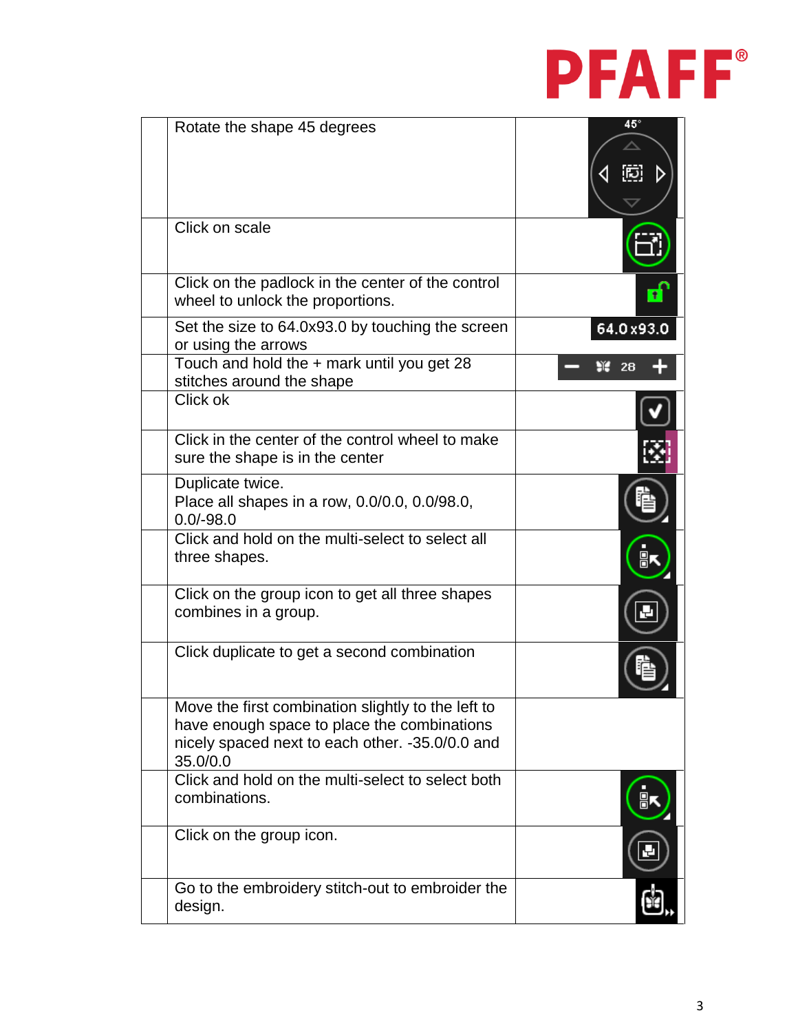| | | |
|---|---|---|
| | Rotate the shape 45 degrees | 45° |
| | Click on scale | |
| | Click on the padlock in the center of the control wheel to unlock the proportions. | |
| | Set the size to 64.0x93.0 by touching the screen or using the arrows | 64.0x93.0 |
| | Touch and hold the + mark until you get 28 stitches around the shape | 28 |
| | Click ok | |
| | Click in the center of the control wheel to make sure the shape is in the center | |
| | Duplicate twice.<br>Place all shapes in a row, 0.0/0.0, 0.0/98.0, 0.0/-98.0 | |
| | Click and hold on the multi-select to select all three shapes. | |
| | Click on the group icon to get all three shapes combines in a group. | |
| | Click duplicate to get a second combination | |
| | Move the first combination slightly to the left to have enough space to place the combinations nicely spaced next to each other. -35.0/0.0 and 35.0/0.0 | |
| | Click and hold on the multi-select to select both combinations. | |
| | Click on the group icon. | |
| | Go to the embroidery stitch-out to embroider the design. | |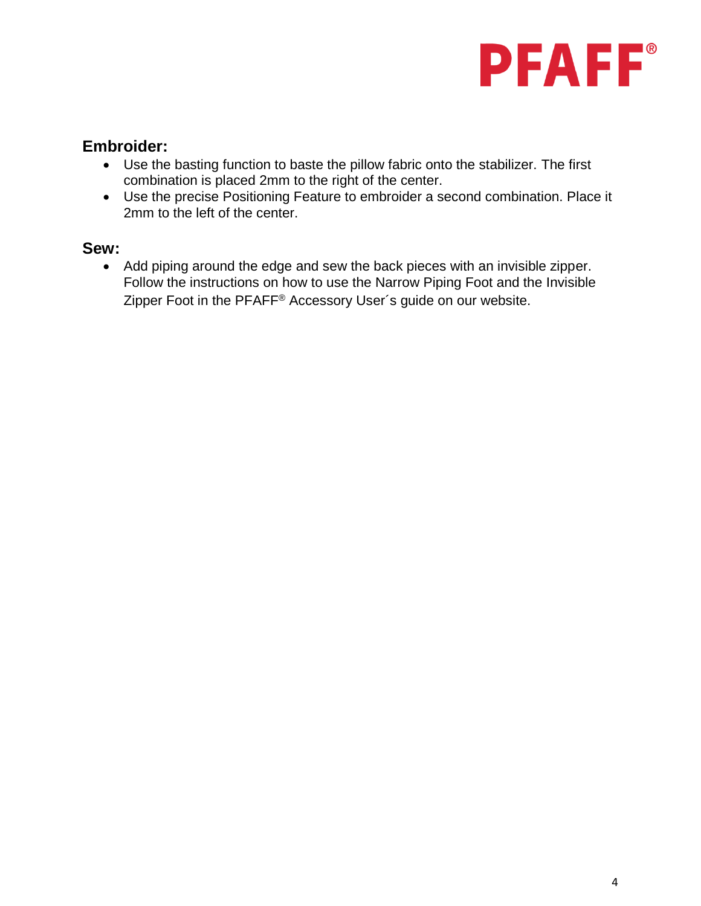### Embroider:

- Use the basting function to baste the pillow fabric onto the stabilizer. The first combination is placed 2mm to the right of the center.
- Use the precise Positioning Feature to embroider a second combination. Place it 2mm to the left of the center.

### Sew:

- Add piping around the edge and sew the back pieces with an invisible zipper. Follow the instructions on how to use the Narrow Piping Foot and the Invisible Zipper Foot in the PFAFF® Accessory User´s guide on our website.